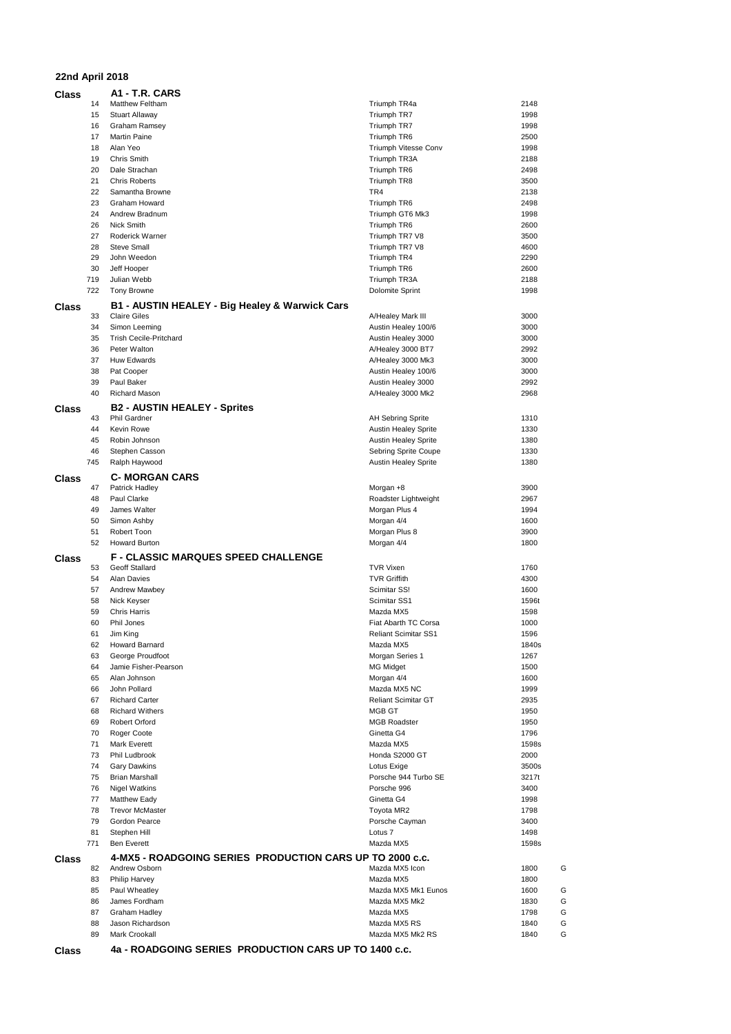**22nd April 2018**

## Class A1 - T.R. CARS

| No. | Driver | Car | cc | |
|---|---|---|---|---|
| 14 | Matthew Feltham | Triumph TR4a | 2148 | |
| 15 | Stuart Allaway | Triumph TR7 | 1998 | |
| 16 | Graham Ramsey | Triumph TR7 | 1998 | |
| 17 | Martin Paine | Triumph TR6 | 2500 | |
| 18 | Alan Yeo | Triumph Vitesse Conv | 1998 | |
| 19 | Chris Smith | Triumph TR3A | 2188 | |
| 20 | Dale Strachan | Triumph TR6 | 2498 | |
| 21 | Chris Roberts | Triumph TR8 | 3500 | |
| 22 | Samantha Browne | TR4 | 2138 | |
| 23 | Graham Howard | Triumph TR6 | 2498 | |
| 24 | Andrew Bradnum | Triumph GT6 Mk3 | 1998 | |
| 26 | Nick Smith | Triumph TR6 | 2600 | |
| 27 | Roderick Warner | Triumph TR7 V8 | 3500 | |
| 28 | Steve Small | Triumph TR7 V8 | 4600 | |
| 29 | John Weedon | Triumph TR4 | 2290 | |
| 30 | Jeff Hooper | Triumph TR6 | 2600 | |
| 719 | Julian Webb | Triumph TR3A | 2188 | |
| 722 | Tony Browne | Dolomite Sprint | 1998 | |

## Class B1 - AUSTIN HEALEY - Big Healey & Warwick Cars

| No. | Driver | Car | cc | |
|---|---|---|---|---|
| 33 | Claire Giles | A/Healey Mark III | 3000 | |
| 34 | Simon Leeming | Austin Healey 100/6 | 3000 | |
| 35 | Trish Cecile-Pritchard | Austin Healey 3000 | 3000 | |
| 36 | Peter Walton | A/Healey 3000 BT7 | 2992 | |
| 37 | Huw Edwards | A/Healey 3000 Mk3 | 3000 | |
| 38 | Pat Cooper | Austin Healey 100/6 | 3000 | |
| 39 | Paul Baker | Austin Healey 3000 | 2992 | |
| 40 | Richard Mason | A/Healey 3000 Mk2 | 2968 | |

## Class B2 - AUSTIN HEALEY - Sprites

| No. | Driver | Car | cc | |
|---|---|---|---|---|
| 43 | Phil Gardner | AH Sebring Sprite | 1310 | |
| 44 | Kevin Rowe | Austin Healey Sprite | 1330 | |
| 45 | Robin Johnson | Austin Healey Sprite | 1380 | |
| 46 | Stephen Casson | Sebring Sprite Coupe | 1330 | |
| 745 | Ralph Haywood | Austin Healey Sprite | 1380 | |

## Class C- MORGAN CARS

| No. | Driver | Car | cc | |
|---|---|---|---|---|
| 47 | Patrick Hadley | Morgan +8 | 3900 | |
| 48 | Paul Clarke | Roadster Lightweight | 2967 | |
| 49 | James Walter | Morgan Plus 4 | 1994 | |
| 50 | Simon Ashby | Morgan 4/4 | 1600 | |
| 51 | Robert Toon | Morgan Plus 8 | 3900 | |
| 52 | Howard Burton | Morgan 4/4 | 1800 | |

## Class F - CLASSIC MARQUES SPEED CHALLENGE

| No. | Driver | Car | cc | |
|---|---|---|---|---|
| 53 | Geoff Stallard | TVR Vixen | 1760 | |
| 54 | Alan Davies | TVR Griffith | 4300 | |
| 57 | Andrew Mawbey | Scimitar SS! | 1600 | |
| 58 | Nick Keyser | Scimitar SS1 | 1596t | |
| 59 | Chris Harris | Mazda MX5 | 1598 | |
| 60 | Phil Jones | Fiat Abarth TC Corsa | 1000 | |
| 61 | Jim King | Reliant Scimitar SS1 | 1596 | |
| 62 | Howard Barnard | Mazda MX5 | 1840s | |
| 63 | George Proudfoot | Morgan Series 1 | 1267 | |
| 64 | Jamie Fisher-Pearson | MG Midget | 1500 | |
| 65 | Alan Johnson | Morgan 4/4 | 1600 | |
| 66 | John Pollard | Mazda MX5 NC | 1999 | |
| 67 | Richard Carter | Reliant Scimitar GT | 2935 | |
| 68 | Richard Withers | MGB GT | 1950 | |
| 69 | Robert Orford | MGB Roadster | 1950 | |
| 70 | Roger Coote | Ginetta G4 | 1796 | |
| 71 | Mark Everett | Mazda MX5 | 1598s | |
| 73 | Phil Ludbrook | Honda S2000 GT | 2000 | |
| 74 | Gary Dawkins | Lotus Exige | 3500s | |
| 75 | Brian Marshall | Porsche 944 Turbo SE | 3217t | |
| 76 | Nigel Watkins | Porsche 996 | 3400 | |
| 77 | Matthew Eady | Ginetta G4 | 1998 | |
| 78 | Trevor McMaster | Toyota MR2 | 1798 | |
| 79 | Gordon Pearce | Porsche Cayman | 3400 | |
| 81 | Stephen Hill | Lotus 7 | 1498 | |
| 771 | Ben Everett | Mazda MX5 | 1598s | |

## Class 4-MX5 - ROADGOING SERIES PRODUCTION CARS UP TO 2000 c.c.

| No. | Driver | Car | cc | |
|---|---|---|---|---|
| 82 | Andrew Osborn | Mazda MX5 Icon | 1800 | G |
| 83 | Philip Harvey | Mazda MX5 | 1800 | |
| 85 | Paul Wheatley | Mazda MX5 Mk1 Eunos | 1600 | G |
| 86 | James Fordham | Mazda MX5 Mk2 | 1830 | G |
| 87 | Graham Hadley | Mazda MX5 | 1798 | G |
| 88 | Jason Richardson | Mazda MX5 RS | 1840 | G |
| 89 | Mark Crookall | Mazda MX5 Mk2 RS | 1840 | G |

## Class 4a - ROADGOING SERIES PRODUCTION CARS UP TO 1400 c.c.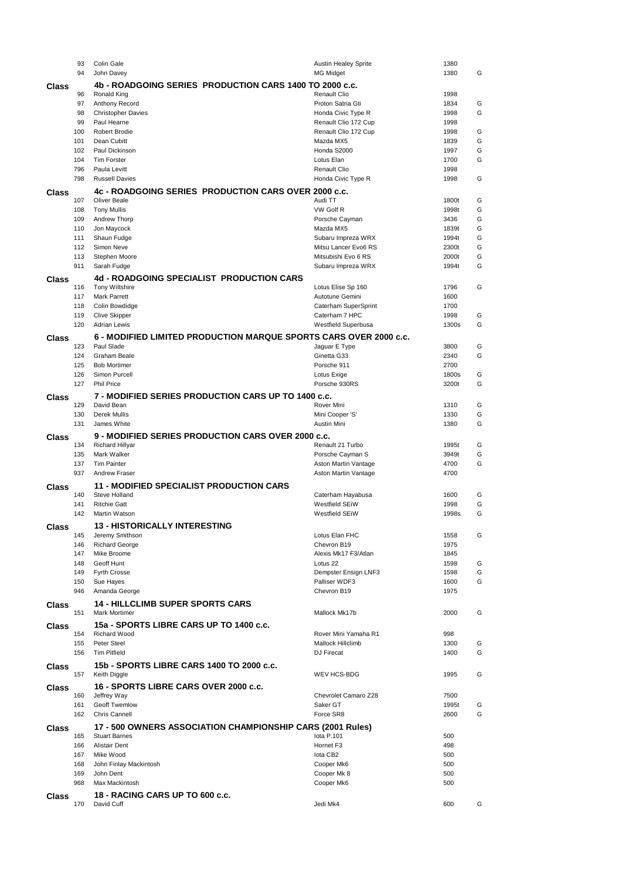| | | | | |
|---|---|---|---|---|
| 93 | Colin Gale | Austin Healey Sprite | 1380 | |
| 94 | John Davey | MG Midget | 1380 | G |

## Class 4b - ROADGOING SERIES PRODUCTION CARS 1400 TO 2000 c.c.

| | | | | |
|---|---|---|---|---|
| 96 | Ronald King | Renault Clio | 1998 | |
| 97 | Anthony Record | Proton Satria Gti | 1834 | G |
| 98 | Christopher Davies | Honda Civic Type R | 1998 | G |
| 99 | Paul Hearne | Renault Clio 172 Cup | 1998 | |
| 100 | Robert Brodie | Renault Clio 172 Cup | 1998 | G |
| 101 | Dean Cubitt | Mazda MX5 | 1839 | G |
| 102 | Paul Dickinson | Honda S2000 | 1997 | G |
| 104 | Tim Forster | Lotus Elan | 1700 | G |
| 796 | Paula Levitt | Renault Clio | 1998 | |
| 798 | Russell Davies | Honda Civic Type R | 1998 | G |

## Class 4c - ROADGOING SERIES PRODUCTION CARS OVER 2000 c.c.

| | | | | |
|---|---|---|---|---|
| 107 | Oliver Beale | Audi TT | 1800t | G |
| 108 | Tony Mullis | VW Golf R | 1998t | G |
| 109 | Andrew Thorp | Porsche Cayman | 3436 | G |
| 110 | Jon Maycock | Mazda MX5 | 1839t | G |
| 111 | Shaun Fudge | Subaru Impreza WRX | 1994t | G |
| 112 | Simon Neve | Mitsu Lancer Evo6 RS | 2300t | G |
| 113 | Stephen Moore | Mitsubishi Evo 6 RS | 2000t | G |
| 911 | Sarah Fudge | Subaru Impreza WRX | 1994t | G |

## Class 4d - ROADGOING SPECIALIST PRODUCTION CARS

| | | | | |
|---|---|---|---|---|
| 116 | Tony Wiltshire | Lotus Elise Sp 160 | 1796 | G |
| 117 | Mark Parrett | Autotune Gemini | 1600 | |
| 118 | Colin Bowdidge | Caterham SuperSprint | 1700 | |
| 119 | Clive Skipper | Caterham 7 HPC | 1998 | G |
| 120 | Adrian Lewis | Westfield Superbusa | 1300s | G |

## Class 6 - MODIFIED LIMITED PRODUCTION MARQUE SPORTS CARS OVER 2000 c.c.

| | | | | |
|---|---|---|---|---|
| 123 | Paul Slade | Jaguar E Type | 3800 | G |
| 124 | Graham Beale | Ginetta G33 | 2340 | G |
| 125 | Bob Mortimer | Porsche 911 | 2700 | |
| 126 | Simon Purcell | Lotus Exige | 1800s | G |
| 127 | Phil Price | Porsche 930RS | 3200t | G |

## Class 7 - MODIFIED SERIES PRODUCTION CARS UP TO 1400 c.c.

| | | | | |
|---|---|---|---|---|
| 129 | David Bean | Rover Mini | 1310 | G |
| 130 | Derek Mullis | Mini Cooper 'S' | 1330 | G |
| 131 | James White | Austin Mini | 1380 | G |

## Class 9 - MODIFIED SERIES PRODUCTION CARS OVER 2000 c.c.

| | | | | |
|---|---|---|---|---|
| 134 | Richard Hillyar | Renault 21 Turbo | 1995t | G |
| 135 | Mark Walker | Porsche Cayman S | 3949t | G |
| 137 | Tim Painter | Aston Martin Vantage | 4700 | G |
| 937 | Andrew Fraser | Aston Martin Vantage | 4700 | |

## Class 11 - MODIFIED SPECIALIST PRODUCTION CARS

| | | | | |
|---|---|---|---|---|
| 140 | Steve Holland | Caterham Hayabusa | 1600 | G |
| 141 | Ritchie Gatt | Westfield SEiW | 1998 | G |
| 142 | Martin Watson | Westfield SEiW | 1998s | G |

## Class 13 - HISTORICALLY INTERESTING

| | | | | |
|---|---|---|---|---|
| 145 | Jeremy Smithson | Lotus Elan FHC | 1558 | G |
| 146 | Richard George | Chevron B19 | 1975 | |
| 147 | Mike Broome | Alexis Mk17 F3/Atlan | 1845 | |
| 148 | Geoff Hunt | Lotus 22 | 1598 | G |
| 149 | Fyrth Crosse | Dempster Ensign LNF3 | 1598 | G |
| 150 | Sue Hayes | Palliser WDF3 | 1600 | G |
| 946 | Amanda George | Chevron B19 | 1975 | |

## Class 14 - HILLCLIMB SUPER SPORTS CARS

| | | | | |
|---|---|---|---|---|
| 151 | Mark Mortimer | Mallock Mk17b | 2000 | G |

## Class 15a - SPORTS LIBRE CARS UP TO 1400 c.c.

| | | | | |
|---|---|---|---|---|
| 154 | Richard Wood | Rover Mini Yamaha R1 | 998 | |
| 155 | Peter Steel | Mallock Hillclimb | 1300 | G |
| 156 | Tim Pitfield | DJ Firecat | 1400 | G |

## Class 15b - SPORTS LIBRE CARS 1400 TO 2000 c.c.

| | | | | |
|---|---|---|---|---|
| 157 | Keith Diggle | WEV HCS-BDG | 1995 | G |

## Class 16 - SPORTS LIBRE CARS OVER 2000 c.c.

| | | | | |
|---|---|---|---|---|
| 160 | Jeffrey Way | Chevrolet Camaro Z28 | 7500 | |
| 161 | Geoff Twemlow | Saker GT | 1995t | G |
| 162 | Chris Cannell | Force SR8 | 2600 | G |

## Class 17 - 500 OWNERS ASSOCIATION CHAMPIONSHIP CARS (2001 Rules)

| | | | | |
|---|---|---|---|---|
| 165 | Stuart Barnes | Iota P.101 | 500 | |
| 166 | Alistair Dent | Hornet F3 | 498 | |
| 167 | Mike Wood | Iota CB2 | 500 | |
| 168 | John Finlay Mackintosh | Cooper Mk6 | 500 | |
| 169 | John Dent | Cooper Mk 8 | 500 | |
| 968 | Max Mackintosh | Cooper Mk6 | 500 | |

## Class 18 - RACING CARS UP TO 600 c.c.

| | | | | |
|---|---|---|---|---|
| 170 | David Cuff | Jedi Mk4 | 600 | G |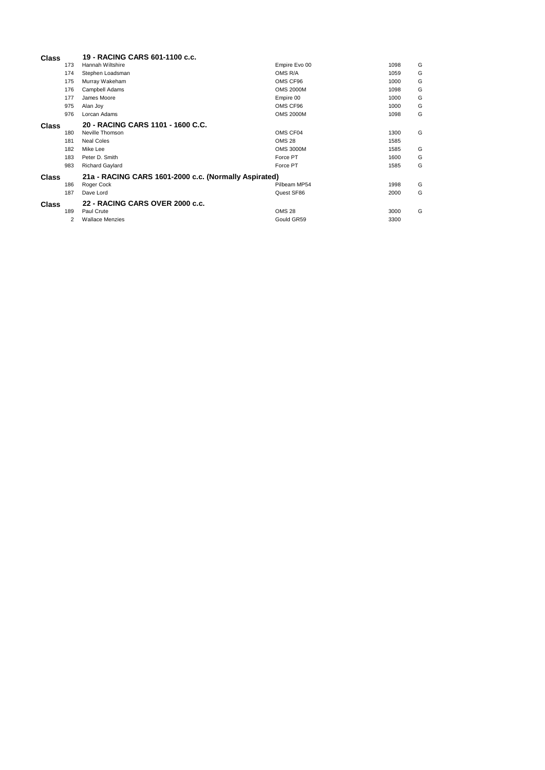**Class** **19 - RACING CARS 601-1100 c.c.**

| | | | | |
|---|---|---|---|---|
| 173 | Hannah Wiltshire | Empire Evo 00 | 1098 | G |
| 174 | Stephen Loadsman | OMS R/A | 1059 | G |
| 175 | Murray Wakeham | OMS CF96 | 1000 | G |
| 176 | Campbell Adams | OMS 2000M | 1098 | G |
| 177 | James Moore | Empire 00 | 1000 | G |
| 975 | Alan Joy | OMS CF96 | 1000 | G |
| 976 | Lorcan Adams | OMS 2000M | 1098 | G |

**Class** **20 - RACING CARS 1101 - 1600 C.C.**

| | | | | |
|---|---|---|---|---|
| 180 | Neville Thomson | OMS CF04 | 1300 | G |
| 181 | Neal Coles | OMS 28 | 1585 | |
| 182 | Mike Lee | OMS 3000M | 1585 | G |
| 183 | Peter D. Smith | Force PT | 1600 | G |
| 983 | Richard Gaylard | Force PT | 1585 | G |

**Class** **21a - RACING CARS 1601-2000 c.c. (Normally Aspirated)**

| | | | | |
|---|---|---|---|---|
| 186 | Roger Cock | Pilbeam MP54 | 1998 | G |
| 187 | Dave Lord | Quest SF86 | 2000 | G |

**Class** **22 - RACING CARS OVER 2000 c.c.**

| | | | | |
|---|---|---|---|---|
| 189 | Paul Crute | OMS 28 | 3000 | G |
| 2 | Wallace Menzies | Gould GR59 | 3300 | |